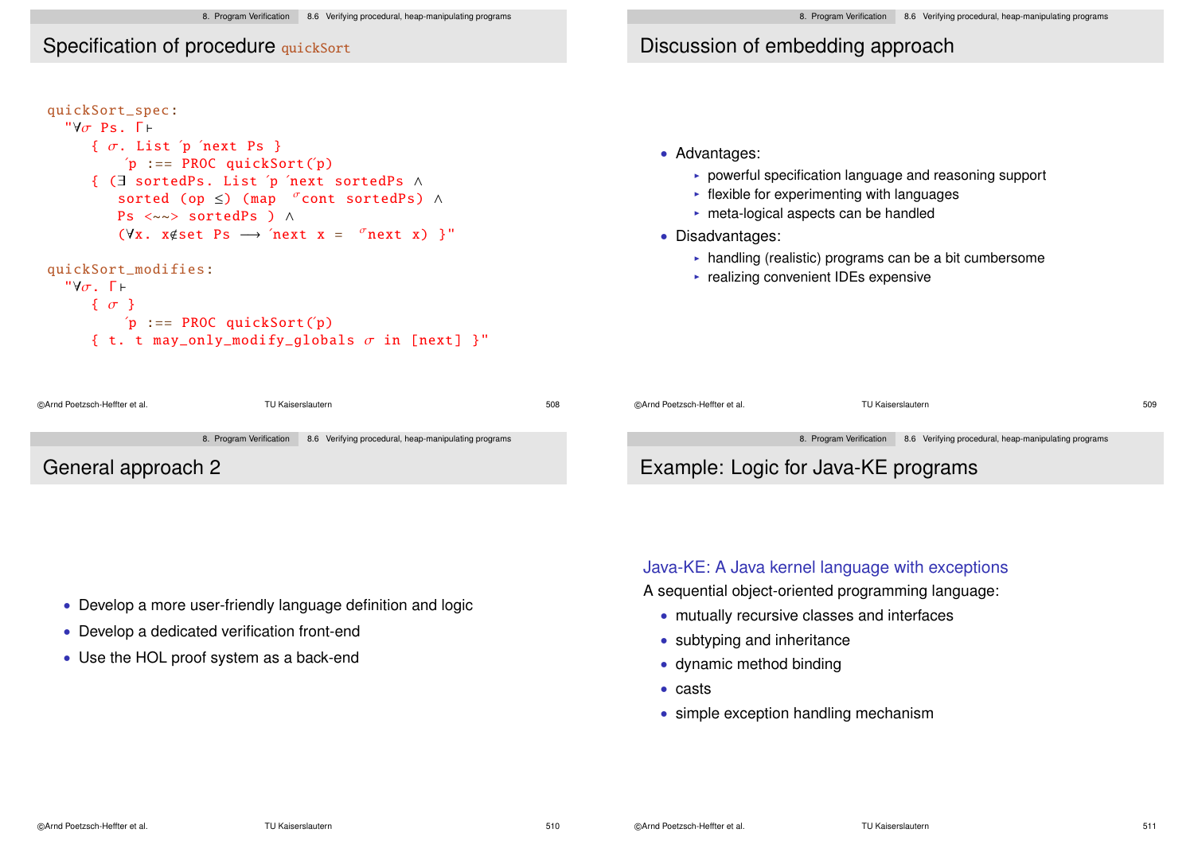## Specification of procedure quickSort

```
quickSort_spec:
  "∀σ Ps. Γ⊢
     { σ. List ´p ´next Ps }
         ´p :== PROC quickSort(´p)
     { (∃ sortedPs. List ´p ´next sortedPs ∧
        sorted (op ≤) (map  σcont sortedPs) ∧
        Ps <~~> sortedPs ) ∧
        (∀x. x∉set Ps ⟶ ´next x =  σnext x) }"

quickSort_modifies:
  "∀σ. Γ⊢
     { σ }
         ´p :== PROC quickSort(´p)
     { t. t may_only_modify_globals σ in [next] }"
```

## Discussion of embedding approach

- Advantages:
  - powerful specification language and reasoning support
  - flexible for experimenting with languages
  - meta-logical aspects can be handled
- Disadvantages:
  - handling (realistic) programs can be a bit cumbersome
  - realizing convenient IDEs expensive

## General approach 2

- Develop a more user-friendly language definition and logic
- Develop a dedicated verification front-end
- Use the HOL proof system as a back-end

## Example: Logic for Java-KE programs

Java-KE: A Java kernel language with exceptions

A sequential object-oriented programming language:

- mutually recursive classes and interfaces
- subtyping and inheritance
- dynamic method binding
- casts
- simple exception handling mechanism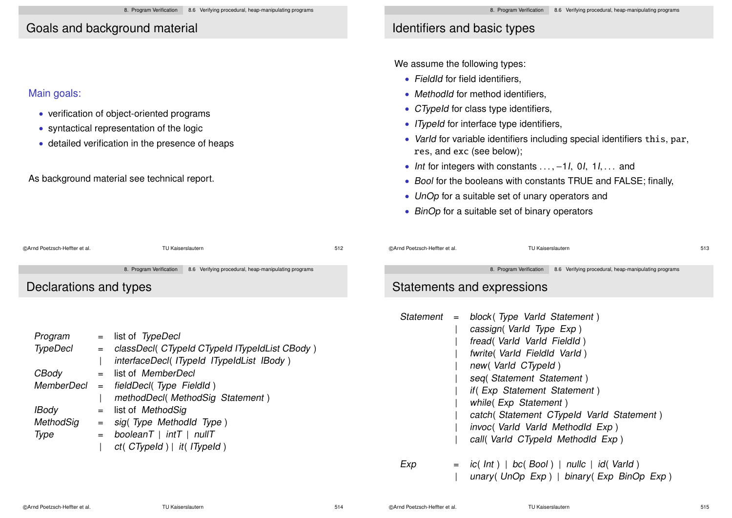## Goals and background material

Main goals:

- verification of object-oriented programs
- syntactical representation of the logic
- detailed verification in the presence of heaps

As background material see technical report.

## Identifiers and basic types

We assume the following types:

- *FieldId* for field identifiers,
- *MethodId* for method identifiers,
- *CTypeId* for class type identifiers,
- *ITypeId* for interface type identifiers,
- *VarId* for variable identifiers including special identifiers `this`, `par`, `res`, and `exc` (see below);
- *Int* for integers with constants ..., −1*I*, 0*I*, 1*I*, ... and
- *Bool* for the booleans with constants TRUE and FALSE; finally,
- *UnOp* for a suitable set of unary operators and
- *BinOp* for a suitable set of binary operators

## Declarations and types

```
Program     =  list of TypeDecl
TypeDecl    =  classDecl( CTypeId CTypeId ITypeIdList CBody )
            |  interfaceDecl( ITypeId ITypeIdList IBody )
CBody       =  list of MemberDecl
MemberDecl  =  fieldDecl( Type FieldId )
            |  methodDecl( MethodSig Statement )
IBody       =  list of MethodSig
MethodSig   =  sig( Type MethodId Type )
Type        =  booleanT | intT | nullT
            |  ct( CTypeId ) | it( ITypeId )
```

## Statements and expressions

```
Statement  =  block( Type VarId Statement )
           |  cassign( VarId Type Exp )
           |  fread( VarId VarId FieldId )
           |  fwrite( VarId FieldId VarId )
           |  new( VarId CTypeId )
           |  seq( Statement Statement )
           |  if( Exp Statement Statement )
           |  while( Exp Statement )
           |  catch( Statement CTypeId VarId Statement )
           |  invoc( VarId VarId MethodId Exp )
           |  call( VarId CTypeId MethodId Exp )

Exp        =  ic( Int ) | bc( Bool ) | nullc | id( VarId )
           |  unary( UnOp Exp ) | binary( Exp BinOp Exp )
```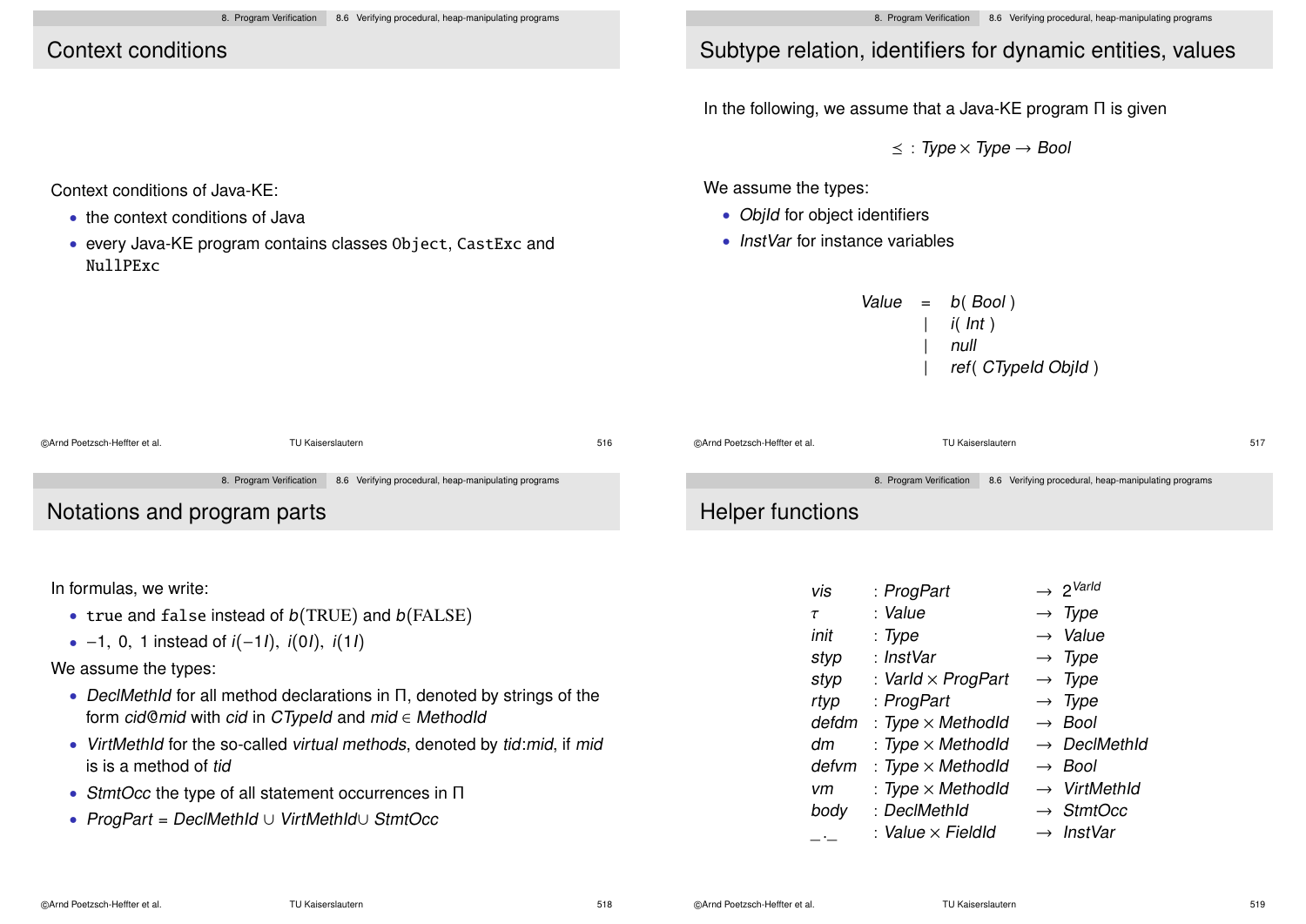## Context conditions

Context conditions of Java-KE:

- the context conditions of Java
- every Java-KE program contains classes `Object`, `CastExc` and `NullPExc`

## Subtype relation, identifiers for dynamic entities, values

In the following, we assume that a Java-KE program Π is given

$$\leq \; : \; Type \times Type \rightarrow Bool$$

We assume the types:

- *ObjId* for object identifiers
- *InstVar* for instance variables

$$\begin{array}{lcl} Value & = & b(\; Bool\; ) \\ & | & i(\; Int\; ) \\ & | & null \\ & | & ref(\; CTypeId\; ObjId\; ) \end{array}$$

## Notations and program parts

In formulas, we write:

- `true` and `false` instead of $b(\mathrm{TRUE})$ and $b(\mathrm{FALSE})$
- $-1,\; 0,\; 1$ instead of $i(-1I),\; i(0I),\; i(1I)$

We assume the types:

- *DeclMethId* for all method declarations in Π, denoted by strings of the form *cid@mid* with *cid* in *CTypeId* and $mid \in MethodId$
- *VirtMethId* for the so-called *virtual methods*, denoted by *tid*:*mid*, if *mid* is is a method of *tid*
- *StmtOcc* the type of all statement occurrences in Π
- $ProgPart = DeclMethId \cup VirtMethId \cup StmtOcc$

## Helper functions

$$\begin{array}{lll}
vis & : ProgPart & \rightarrow 2^{VarId} \\
\tau & : Value & \rightarrow Type \\
init & : Type & \rightarrow Value \\
styp & : InstVar & \rightarrow Type \\
styp & : VarId \times ProgPart & \rightarrow Type \\
rtyp & : ProgPart & \rightarrow Type \\
defdm & : Type \times MethodId & \rightarrow Bool \\
dm & : Type \times MethodId & \rightarrow DeclMethId \\
defvm & : Type \times MethodId & \rightarrow Bool \\
vm & : Type \times MethodId & \rightarrow VirtMethId \\
body & : DeclMethId & \rightarrow StmtOcc \\
\_.\_ & : Value \times FieldId & \rightarrow InstVar
\end{array}$$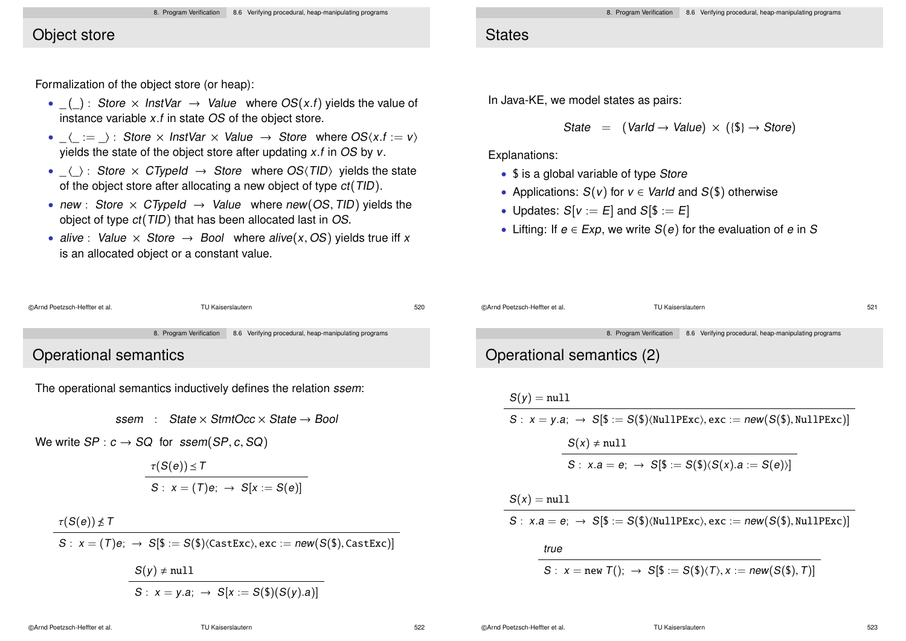## Object store

Formalization of the object store (or heap):

- $\_(\_)$ : $Store \times InstVar \rightarrow Value$ where $OS(x.f)$ yields the value of instance variable $x.f$ in state $OS$ of the object store.
- $\_\langle\_ := \_\rangle$ : $Store \times InstVar \times Value \rightarrow Store$ where $OS\langle x.f := v\rangle$ yields the state of the object store after updating $x.f$ in $OS$ by $v$.
- $\_\langle\_\rangle$ : $Store \times CTypeId \rightarrow Store$ where $OS\langle TID\rangle$ yields the state of the object store after allocating a new object of type $ct(TID)$.
- $new$ : $Store \times CTypeId \rightarrow Value$ where $new(OS, TID)$ yields the object of type $ct(TID)$ that has been allocated last in $OS$.
- $alive$ : $Value \times Store \rightarrow Bool$ where $alive(x, OS)$ yields true iff $x$ is an allocated object or a constant value.

## States

In Java-KE, we model states as pairs:

$$State \quad = \quad (VarId \rightarrow Value) \times (\{\$\} \rightarrow Store)$$

Explanations:

- \$ is a global variable of type *Store*
- Applications: $S(v)$ for $v \in VarId$ and $S(\$)$ otherwise
- Updates: $S[v := E]$ and $S[\$ := E]$
- Lifting: If $e \in Exp$, we write $S(e)$ for the evaluation of $e$ in $S$

## Operational semantics

The operational semantics inductively defines the relation *ssem*:

$$ssem \quad : \quad State \times StmtOcc \times State \rightarrow Bool$$

We write $SP : c \rightarrow SQ$ for $ssem(SP, c, SQ)$

$$\frac{\tau(S(e)) \preceq T}{S:\; x = (T)e; \;\rightarrow\; S[x := S(e)]}$$

$$\frac{\tau(S(e)) \not\preceq T}{S:\; x = (T)e; \;\rightarrow\; S[\$ := S(\$)\langle \mathtt{CastExc}\rangle, \mathtt{exc} := new(S(\$), \mathtt{CastExc})]}$$

$$\frac{S(y) \neq \mathtt{null}}{S:\; x = y.a; \;\rightarrow\; S[x := S(\$)(S(y).a)]}$$

## Operational semantics (2)

$$\frac{S(y) = \mathtt{null}}{S:\; x = y.a; \;\rightarrow\; S[\$ := S(\$)\langle \mathtt{NullPExc}\rangle, \mathtt{exc} := new(S(\$), \mathtt{NullPExc})]}$$

$$\frac{S(x) \neq \mathtt{null}}{S:\; x.a = e; \;\rightarrow\; S[\$ := S(\$)\langle S(x).a := S(e)\rangle]}$$

$$\frac{S(x) = \mathtt{null}}{S:\; x.a = e; \;\rightarrow\; S[\$ := S(\$)\langle \mathtt{NullPExc}\rangle, \mathtt{exc} := new(S(\$), \mathtt{NullPExc})]}$$

$$\frac{true}{S:\; x = \mathrm{new}\; T(); \;\rightarrow\; S[\$ := S(\$)\langle T\rangle, x := new(S(\$), T)]}$$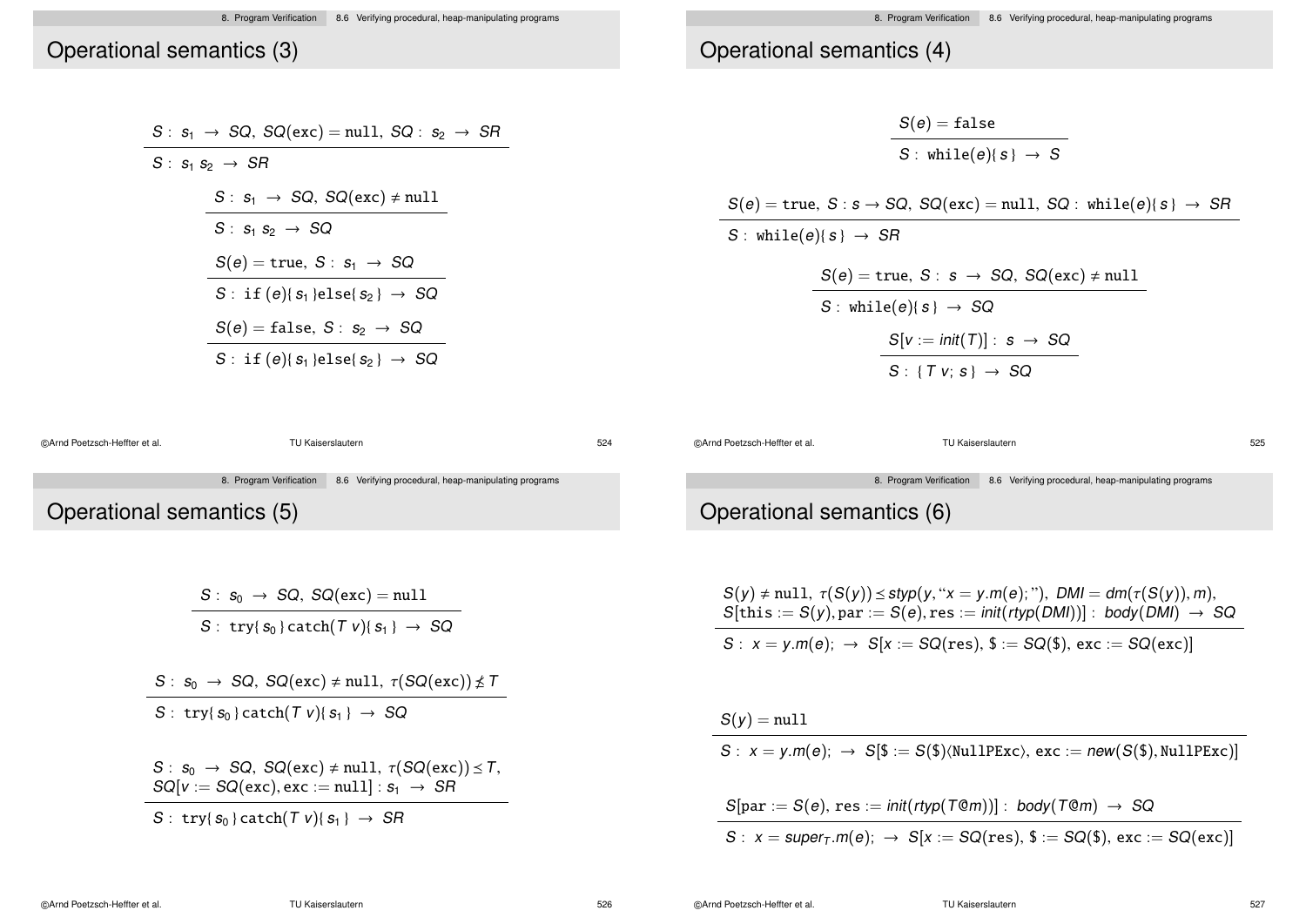# Operational semantics (3)

$$\frac{S:\ s_1 \rightarrow SQ,\ SQ(\mathtt{exc}) = \mathtt{null},\ SQ:\ s_2 \rightarrow SR}{S:\ s_1\, s_2 \rightarrow SR}$$

$$\frac{S:\ s_1 \rightarrow SQ,\ SQ(\mathtt{exc}) \neq \mathtt{null}}{S:\ s_1\, s_2 \rightarrow SQ}$$

$$\frac{S(e) = \mathtt{true},\ S:\ s_1 \rightarrow SQ}{S:\ \mathtt{if}\,(e)\{\, s_1 \,\}\mathtt{else}\{\, s_2 \,\} \rightarrow SQ}$$

$$\frac{S(e) = \mathtt{false},\ S:\ s_2 \rightarrow SQ}{S:\ \mathtt{if}\,(e)\{\, s_1 \,\}\mathtt{else}\{\, s_2 \,\} \rightarrow SQ}$$

# Operational semantics (4)

$$\frac{S(e) = \mathtt{false}}{S:\ \mathtt{while}(e)\{\, s \,\} \rightarrow S}$$

$$\frac{S(e) = \mathtt{true},\ S: s \rightarrow SQ,\ SQ(\mathtt{exc}) = \mathtt{null},\ SQ:\ \mathtt{while}(e)\{\, s \,\} \rightarrow SR}{S:\ \mathtt{while}(e)\{\, s \,\} \rightarrow SR}$$

$$\frac{S(e) = \mathtt{true},\ S:\ s \rightarrow SQ,\ SQ(\mathtt{exc}) \neq \mathtt{null}}{S:\ \mathtt{while}(e)\{\, s \,\} \rightarrow SQ}$$

$$\frac{S[v := init(T)]:\ s \rightarrow SQ}{S:\ \{\ T\ v;\ s\ \} \rightarrow SQ}$$

# Operational semantics (5)

$$\frac{S:\ s_0 \rightarrow SQ,\ SQ(\mathtt{exc}) = \mathtt{null}}{S:\ \mathtt{try}\{\, s_0 \,\}\,\mathtt{catch}(T\ v)\{\, s_1 \,\} \rightarrow SQ}$$

$$\frac{S:\ s_0 \rightarrow SQ,\ SQ(\mathtt{exc}) \neq \mathtt{null},\ \tau(SQ(\mathtt{exc})) \not\leq T}{S:\ \mathtt{try}\{\, s_0 \,\}\,\mathtt{catch}(T\ v)\{\, s_1 \,\} \rightarrow SQ}$$

$$\frac{S:\ s_0 \rightarrow SQ,\ SQ(\mathtt{exc}) \neq \mathtt{null},\ \tau(SQ(\mathtt{exc})) \leq T,\ SQ[v := SQ(\mathtt{exc}), \mathtt{exc} := \mathtt{null}]:\ s_1 \rightarrow SR}{S:\ \mathtt{try}\{\, s_0 \,\}\,\mathtt{catch}(T\ v)\{\, s_1 \,\} \rightarrow SR}$$

# Operational semantics (6)

$$\frac{S(y) \neq \mathtt{null},\ \tau(S(y)) \leq styp(y, \text{“}x = y.m(e);\text{”}),\ DMI = dm(\tau(S(y)), m),\ S[\mathtt{this} := S(y), \mathtt{par} := S(e), \mathtt{res} := init(rtyp(DMI))]:\ body(DMI) \rightarrow SQ}{S:\ x = y.m(e);\ \rightarrow S[x := SQ(\mathtt{res}),\ \$ := SQ(\$),\ \mathtt{exc} := SQ(\mathtt{exc})]}$$

$$\frac{S(y) = \mathtt{null}}{S:\ x = y.m(e);\ \rightarrow S[\$ := S(\$)\langle\mathtt{NullPExc}\rangle,\ \mathtt{exc} := new(S(\$), \mathtt{NullPExc})]}$$

$$\frac{S[\mathtt{par} := S(e),\ \mathtt{res} := init(rtyp(T@m))]:\ body(T@m) \rightarrow SQ}{S:\ x = super_T.m(e);\ \rightarrow S[x := SQ(\mathtt{res}),\ \$ := SQ(\$),\ \mathtt{exc} := SQ(\mathtt{exc})]}$$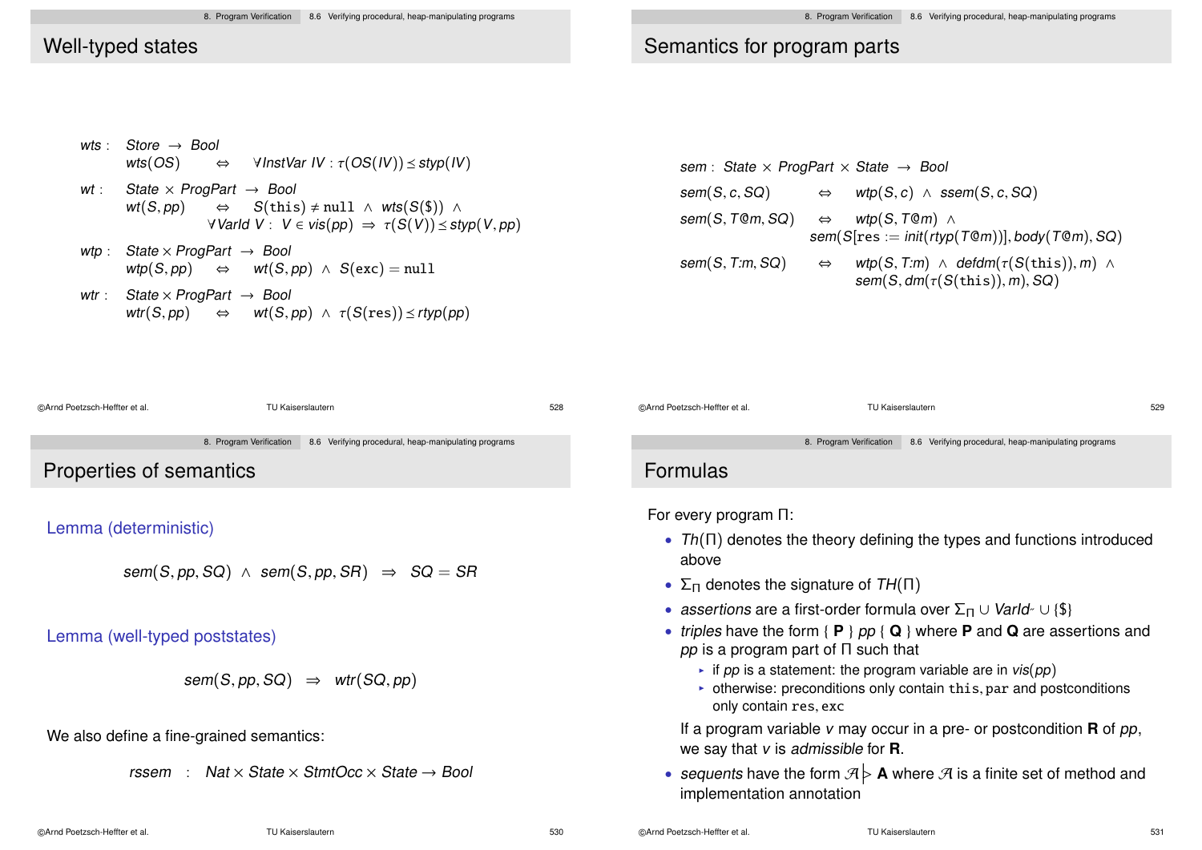## Well-typed states

$$
\begin{array}{lll}
wts: & Store \rightarrow Bool & \\
& wts(OS) \quad \Leftrightarrow & \forall InstVar\ IV : \tau(OS(IV)) \preceq styp(IV) \\
wt: & State \times ProgPart \rightarrow Bool & \\
& wt(S, pp) \quad \Leftrightarrow & S(\texttt{this}) \neq \texttt{null} \ \wedge \ wts(S(\$)) \ \wedge \\
& & \forall VarId\ V : \ V \in vis(pp) \ \Rightarrow \ \tau(S(V)) \preceq styp(V, pp) \\
wtp: & State \times ProgPart \rightarrow Bool & \\
& wtp(S, pp) \quad \Leftrightarrow & wt(S, pp) \ \wedge \ S(\texttt{exc}) = \texttt{null} \\
wtr: & State \times ProgPart \rightarrow Bool & \\
& wtr(S, pp) \quad \Leftrightarrow & wt(S, pp) \ \wedge \ \tau(S(\texttt{res})) \preceq rtyp(pp)
\end{array}
$$

## Semantics for program parts

$$
\begin{array}{lll}
sem: & State \times ProgPart \times State \rightarrow Bool & \\
sem(S, c, SQ) & \Leftrightarrow & wtp(S, c) \ \wedge \ ssem(S, c, SQ) \\
sem(S, T@m, SQ) & \Leftrightarrow & wtp(S, T@m) \ \wedge \\
& & sem(S[\texttt{res} := init(rtyp(T@m))], body(T@m), SQ) \\
sem(S, T{:}m, SQ) & \Leftrightarrow & wtp(S, T{:}m) \ \wedge \ defdm(\tau(S(\texttt{this})), m) \ \wedge \\
& & sem(S, dm(\tau(S(\texttt{this})), m), SQ)
\end{array}
$$

## Properties of semantics

**Lemma (deterministic)**

$$sem(S, pp, SQ) \ \wedge \ sem(S, pp, SR) \ \Rightarrow \ SQ = SR$$

**Lemma (well-typed poststates)**

$$sem(S, pp, SQ) \ \Rightarrow \ wtr(SQ, pp)$$

We also define a fine-grained semantics:

$$rssem \ : \ Nat \times State \times StmtOcc \times State \rightarrow Bool$$

## Formulas

For every program $\Pi$:

- $Th(\Pi)$ denotes the theory defining the types and functions introduced above
- $\Sigma_\Pi$ denotes the signature of $TH(\Pi)$
- *assertions* are a first-order formula over $\Sigma_\Pi \cup VarId \cup \{\$\}$
- *triples* have the form { **P** } *pp* { **Q** } where **P** and **Q** are assertions and *pp* is a program part of $\Pi$ such that
  - if *pp* is a statement: the program variable are in $vis(pp)$
  - otherwise: preconditions only contain `this`, `par` and postconditions only contain `res`, `exc`

  If a program variable $v$ may occur in a pre- or postcondition **R** of *pp*, we say that $v$ is *admissible* for **R**.
- *sequents* have the form $\mathcal{A} \rhd$ **A** where $\mathcal{A}$ is a finite set of method and implementation annotation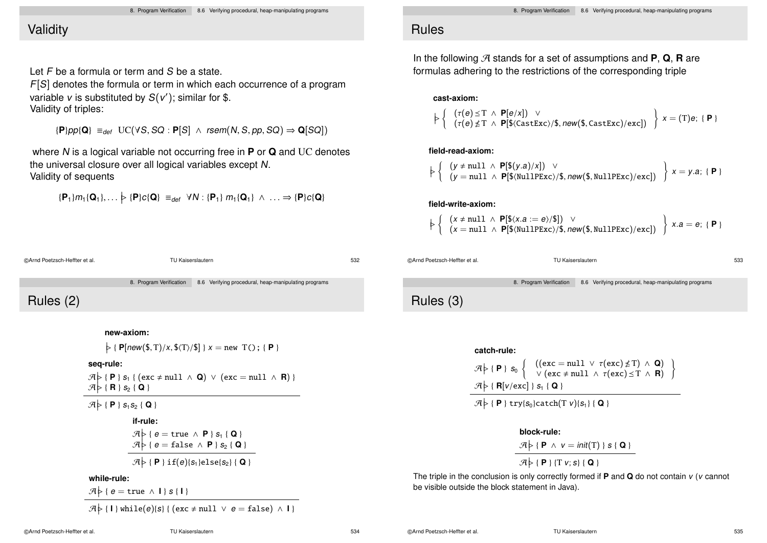# Validity

Let $F$ be a formula or term and $S$ be a state.
$F[S]$ denotes the formula or term in which each occurrence of a program variable $v$ is substituted by $S(v')$; similar for \$.
Validity of triples:

$$\{\mathbf{P}\} pp \{\mathbf{Q}\} \equiv_{def} \mathrm{UC}(\forall S, SQ : \mathbf{P}[S] \wedge rsem(N, S, pp, SQ) \Rightarrow \mathbf{Q}[SQ])$$

where $N$ is a logical variable not occurring free in $\mathbf{P}$ or $\mathbf{Q}$ and UC denotes the universal closure over all logical variables except $N$.
Validity of sequents

$$\{\mathbf{P}_1\} m_1 \{\mathbf{Q}_1\}, \ldots \rhd \{\mathbf{P}\} c \{\mathbf{Q}\} \equiv_{def} \forall N : \{\mathbf{P}_1\}\, m_1 \{\mathbf{Q}_1\} \wedge \ldots \Rightarrow \{\mathbf{P}\} c \{\mathbf{Q}\}$$

# Rules

In the following $\mathcal{A}$ stands for a set of assumptions and **P**, **Q**, **R** are formulas adhering to the restrictions of the corresponding triple

**cast-axiom:**

$$\rhd \left\{ \begin{array}{l} (\tau(e) \preceq \mathrm{T} \ \wedge \ \mathbf{P}[e/x]) \ \ \vee \\ (\tau(e) \not\preceq \mathrm{T} \ \wedge \ \mathbf{P}[\$\langle \mathtt{CastExc}\rangle/\$, new(\$, \mathtt{CastExc})/\mathtt{exc}]) \end{array} \right\} \ x = (\mathrm{T})e; \ \{ \mathbf{P} \}$$

**field-read-axiom:**

$$\rhd \left\{ \begin{array}{l} (y \neq \mathtt{null} \ \wedge \ \mathbf{P}[\$(y.a)/x]) \ \ \vee \\ (y = \mathtt{null} \ \wedge \ \mathbf{P}[\$\langle \mathtt{NullPExc}\rangle/\$, new(\$, \mathtt{NullPExc})/\mathtt{exc}]) \end{array} \right\} \ x = y.a; \ \{ \mathbf{P} \}$$

**field-write-axiom:**

$$\rhd \left\{ \begin{array}{l} (x \neq \mathtt{null} \ \wedge \ \mathbf{P}[\$\langle x.a := e\rangle/\$]) \ \ \vee \\ (x = \mathtt{null} \ \wedge \ \mathbf{P}[\$\langle \mathtt{NullPExc}\rangle/\$, new(\$, \mathtt{NullPExc})/\mathtt{exc}]) \end{array} \right\} \ x.a = e; \ \{ \mathbf{P} \}$$

# Rules (2)

**new-axiom:**

$$\rhd \{ \mathbf{P}[new(\$, \mathrm{T})/x, \$\langle \mathrm{T}\rangle/\$] \} \ x = \mathtt{new} \ \mathrm{T}(); \ \{ \mathbf{P} \}$$

**seq-rule:**

$$\frac{\begin{array}{l} \mathcal{A} \rhd \{ \mathbf{P} \} \ s_1 \ \{ (\mathtt{exc} \neq \mathtt{null} \ \wedge \ \mathbf{Q}) \ \vee \ (\mathtt{exc} = \mathtt{null} \ \wedge \ \mathbf{R}) \} \\ \mathcal{A} \rhd \{ \mathbf{R} \} \ s_2 \ \{ \mathbf{Q} \} \end{array}}{\mathcal{A} \rhd \{ \mathbf{P} \} \ s_1 s_2 \ \{ \mathbf{Q} \}}$$

**if-rule:**

$$\frac{\begin{array}{l} \mathcal{A} \rhd \{ e = \mathtt{true} \ \wedge \ \mathbf{P} \} \ s_1 \ \{ \mathbf{Q} \} \\ \mathcal{A} \rhd \{ e = \mathtt{false} \ \wedge \ \mathbf{P} \} \ s_2 \ \{ \mathbf{Q} \} \end{array}}{\mathcal{A} \rhd \{ \mathbf{P} \} \ \mathtt{if}(e)\{s_1\}\mathtt{else}\{s_2\} \ \{ \mathbf{Q} \}}$$

**while-rule:**

$$\frac{\mathcal{A} \rhd \{ e = \mathtt{true} \ \wedge \ \mathbf{I} \} \ s \ \{ \mathbf{I} \}}{\mathcal{A} \rhd \{ \mathbf{I} \} \ \mathtt{while}(e)\{s\} \ \{ (\mathtt{exc} \neq \mathtt{null} \ \vee \ e = \mathtt{false}) \ \wedge \ \mathbf{I} \}}$$

# Rules (3)

**catch-rule:**

$$\frac{\begin{array}{l} \mathcal{A} \rhd \{ \mathbf{P} \} \ s_0 \left\{ \begin{array}{l} ((\mathtt{exc} = \mathtt{null} \ \vee \ \tau(\mathtt{exc}) \not\preceq \mathrm{T}) \ \wedge \ \mathbf{Q}) \\ \vee \ (\mathtt{exc} \neq \mathtt{null} \ \wedge \ \tau(\mathtt{exc}) \preceq \mathrm{T} \ \wedge \ \mathbf{R}) \end{array} \right\} \\ \mathcal{A} \rhd \{ \mathbf{R}[v/\mathtt{exc}] \} \ s_1 \ \{ \mathbf{Q} \} \end{array}}{\mathcal{A} \rhd \{ \mathbf{P} \} \ \mathtt{try}\{s_0\}\mathtt{catch}(\mathrm{T} \ v)\{s_1\} \ \{ \mathbf{Q} \}}$$

**block-rule:**

$$\frac{\mathcal{A} \rhd \{ \mathbf{P} \ \wedge \ v = init(\mathrm{T}) \} \ s \ \{ \mathbf{Q} \}}{\mathcal{A} \rhd \{ \mathbf{P} \} \ \{\mathrm{T} \ v; s\} \ \{ \mathbf{Q} \}}$$

The triple in the conclusion is only correctly formed if **P** and **Q** do not contain $v$ ($v$ cannot be visible outside the block statement in Java).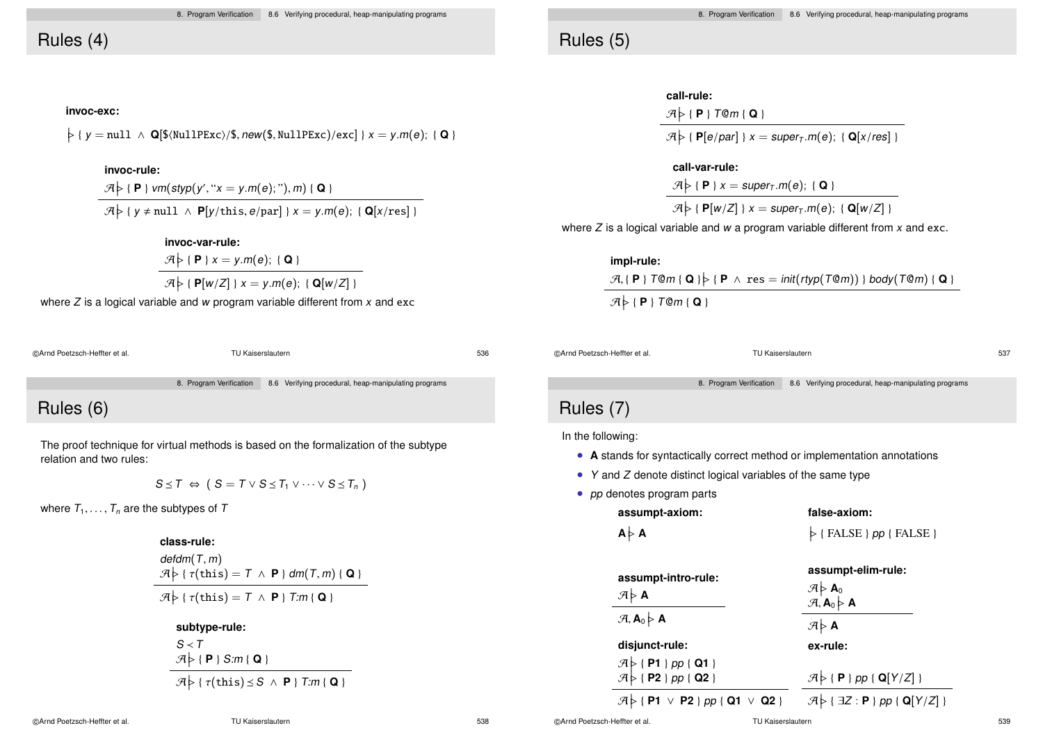## Rules (4)

**invoc-exc:**

$$\triangleright \{ \ y = \texttt{null} \ \wedge \ \mathbf{Q}[\$\langle \texttt{NullPExc}\rangle/\$, \mathit{new}(\$, \texttt{NullPExc})/\texttt{exc}] \ \} \ x = y.m(e); \ \{ \ \mathbf{Q} \ \}$$

**invoc-rule:**

$$\frac{\mathcal{A} \triangleright \{ \ \mathbf{P} \ \} \ \mathit{vm}(\mathit{styp}(y', \text{“}x = y.m(e);\text{”}), m) \ \{ \ \mathbf{Q} \ \}}{\mathcal{A} \triangleright \{ \ y \neq \texttt{null} \ \wedge \ \mathbf{P}[y/\texttt{this}, e/\texttt{par}] \ \} \ x = y.m(e); \ \{ \ \mathbf{Q}[x/\texttt{res}] \ \}}$$

**invoc-var-rule:**

$$\frac{\mathcal{A} \triangleright \{ \ \mathbf{P} \ \} \ x = y.m(e); \ \{ \ \mathbf{Q} \ \}}{\mathcal{A} \triangleright \{ \ \mathbf{P}[w/Z] \ \} \ x = y.m(e); \ \{ \ \mathbf{Q}[w/Z] \ \}}$$

where $Z$ is a logical variable and $w$ program variable different from $x$ and `exc`

## Rules (5)

**call-rule:**

$$\frac{\mathcal{A} \triangleright \{ \ \mathbf{P} \ \} \ T@m \ \{ \ \mathbf{Q} \ \}}{\mathcal{A} \triangleright \{ \ \mathbf{P}[e/\mathit{par}] \ \} \ x = \mathit{super}_T.m(e); \ \{ \ \mathbf{Q}[x/\mathit{res}] \ \}}$$

**call-var-rule:**

$$\frac{\mathcal{A} \triangleright \{ \ \mathbf{P} \ \} \ x = \mathit{super}_T.m(e); \ \{ \ \mathbf{Q} \ \}}{\mathcal{A} \triangleright \{ \ \mathbf{P}[w/Z] \ \} \ x = \mathit{super}_T.m(e); \ \{ \ \mathbf{Q}[w/Z] \ \}}$$

where $Z$ is a logical variable and $w$ a program variable different from $x$ and `exc`.

**impl-rule:**

$$\frac{\mathcal{A}, \{ \ \mathbf{P} \ \} \ T@m \ \{ \ \mathbf{Q} \ \} \triangleright \{ \ \mathbf{P} \ \wedge \ \texttt{res} = \mathit{init}(\mathit{rtyp}(T@m)) \ \} \ \mathit{body}(T@m) \ \{ \ \mathbf{Q} \ \}}{\mathcal{A} \triangleright \{ \ \mathbf{P} \ \} \ T@m \ \{ \ \mathbf{Q} \ \}}$$

## Rules (6)

The proof technique for virtual methods is based on the formalization of the subtype relation and two rules:

$$S \preceq T \ \Leftrightarrow \ ( \ S = T \vee S \preceq T_1 \vee \cdots \vee S \preceq T_n \ )$$

where $T_1, \ldots, T_n$ are the subtypes of $T$

**class-rule:**

$$\frac{\begin{array}{l} \mathit{defdm}(T, m) \\ \mathcal{A} \triangleright \{ \ \tau(\texttt{this}) = T \ \wedge \ \mathbf{P} \ \} \ \mathit{dm}(T, m) \ \{ \ \mathbf{Q} \ \} \end{array}}{\mathcal{A} \triangleright \{ \ \tau(\texttt{this}) = T \ \wedge \ \mathbf{P} \ \} \ T{:}m \ \{ \ \mathbf{Q} \ \}}$$

**subtype-rule:**

$$\frac{\begin{array}{l} S \prec T \\ \mathcal{A} \triangleright \{ \ \mathbf{P} \ \} \ S{:}m \ \{ \ \mathbf{Q} \ \} \end{array}}{\mathcal{A} \triangleright \{ \ \tau(\texttt{this}) \preceq S \ \wedge \ \mathbf{P} \ \} \ T{:}m \ \{ \ \mathbf{Q} \ \}}$$

## Rules (7)

In the following:

- **A** stands for syntactically correct method or implementation annotations
- $Y$ and $Z$ denote distinct logical variables of the same type
- *pp* denotes program parts

**assumpt-axiom:**

$$\mathbf{A} \triangleright \mathbf{A}$$

**false-axiom:**

$$\triangleright \{ \ \text{FALSE} \ \} \ \mathit{pp} \ \{ \ \text{FALSE} \ \}$$

**assumpt-intro-rule:**

$$\frac{\mathcal{A} \triangleright \mathbf{A}}{\mathcal{A}, \mathbf{A}_0 \triangleright \mathbf{A}}$$

**assumpt-elim-rule:**

$$\frac{\begin{array}{l} \mathcal{A} \triangleright \mathbf{A}_0 \\ \mathcal{A}, \mathbf{A}_0 \triangleright \mathbf{A} \end{array}}{\mathcal{A} \triangleright \mathbf{A}}$$

**disjunct-rule:**

$$\frac{\begin{array}{l} \mathcal{A} \triangleright \{ \ \mathbf{P1} \ \} \ \mathit{pp} \ \{ \ \mathbf{Q1} \ \} \\ \mathcal{A} \triangleright \{ \ \mathbf{P2} \ \} \ \mathit{pp} \ \{ \ \mathbf{Q2} \ \} \end{array}}{\mathcal{A} \triangleright \{ \ \mathbf{P1} \ \vee \ \mathbf{P2} \ \} \ \mathit{pp} \ \{ \ \mathbf{Q1} \ \vee \ \mathbf{Q2} \ \}}$$

**ex-rule:**

$$\frac{\mathcal{A} \triangleright \{ \ \mathbf{P} \ \} \ \mathit{pp} \ \{ \ \mathbf{Q}[Y/Z] \ \}}{\mathcal{A} \triangleright \{ \ \exists Z : \mathbf{P} \ \} \ \mathit{pp} \ \{ \ \mathbf{Q}[Y/Z] \ \}}$$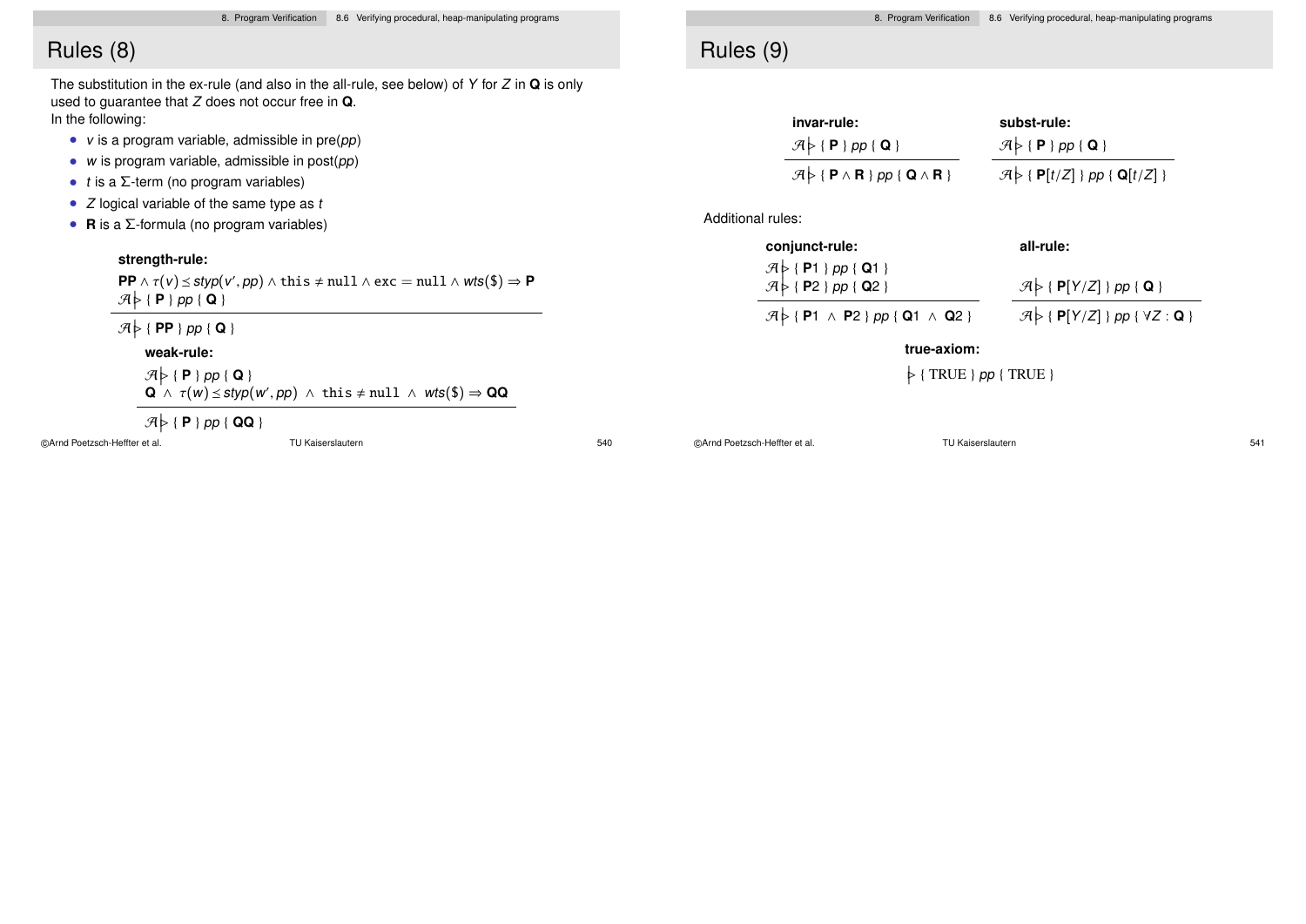# Rules (8)

The substitution in the ex-rule (and also in the all-rule, see below) of $Y$ for $Z$ in **Q** is only used to guarantee that $Z$ does not occur free in **Q**.
In the following:

- $v$ is a program variable, admissible in pre($pp$)
- $w$ is program variable, admissible in post($pp$)
- $t$ is a $\Sigma$-term (no program variables)
- $Z$ logical variable of the same type as $t$
- **R** is a $\Sigma$-formula (no program variables)

**strength-rule:**

$$\frac{\begin{array}{l}\mathbf{PP} \wedge \tau(v) \preceq styp(v', pp) \wedge \mathtt{this} \neq \mathtt{null} \wedge \mathtt{exc} = \mathtt{null} \wedge wts(\$) \Rightarrow \mathbf{P} \\ \mathcal{A} \,|\!\!\triangleright \{\ \mathbf{P}\ \}\ pp\ \{\ \mathbf{Q}\ \}\end{array}}{\mathcal{A} \,|\!\!\triangleright \{\ \mathbf{PP}\ \}\ pp\ \{\ \mathbf{Q}\ \}}$$

**weak-rule:**

$$\frac{\begin{array}{l}\mathcal{A} \,|\!\!\triangleright \{\ \mathbf{P}\ \}\ pp\ \{\ \mathbf{Q}\ \} \\ \mathbf{Q} \wedge \tau(w) \preceq styp(w', pp) \wedge \mathtt{this} \neq \mathtt{null} \wedge wts(\$) \Rightarrow \mathbf{QQ}\end{array}}{\mathcal{A} \,|\!\!\triangleright \{\ \mathbf{P}\ \}\ pp\ \{\ \mathbf{QQ}\ \}}$$

# Rules (9)

**invar-rule:**

$$\frac{\mathcal{A} \,|\!\!\triangleright \{\ \mathbf{P}\ \}\ pp\ \{\ \mathbf{Q}\ \}}{\mathcal{A} \,|\!\!\triangleright \{\ \mathbf{P} \wedge \mathbf{R}\ \}\ pp\ \{\ \mathbf{Q} \wedge \mathbf{R}\ \}}$$

**subst-rule:**

$$\frac{\mathcal{A} \,|\!\!\triangleright \{\ \mathbf{P}\ \}\ pp\ \{\ \mathbf{Q}\ \}}{\mathcal{A} \,|\!\!\triangleright \{\ \mathbf{P}[t/Z]\ \}\ pp\ \{\ \mathbf{Q}[t/Z]\ \}}$$

Additional rules:

**conjunct-rule:**

$$\frac{\begin{array}{l}\mathcal{A} \,|\!\!\triangleright \{\ \mathbf{P}1\ \}\ pp\ \{\ \mathbf{Q}1\ \} \\ \mathcal{A} \,|\!\!\triangleright \{\ \mathbf{P}2\ \}\ pp\ \{\ \mathbf{Q}2\ \}\end{array}}{\mathcal{A} \,|\!\!\triangleright \{\ \mathbf{P}1\ \wedge\ \mathbf{P}2\ \}\ pp\ \{\ \mathbf{Q}1\ \wedge\ \mathbf{Q}2\ \}}$$

**all-rule:**

$$\frac{\mathcal{A} \,|\!\!\triangleright \{\ \mathbf{P}[Y/Z]\ \}\ pp\ \{\ \mathbf{Q}\ \}}{\mathcal{A} \,|\!\!\triangleright \{\ \mathbf{P}[Y/Z]\ \}\ pp\ \{\ \forall Z : \mathbf{Q}\ \}}$$

**true-axiom:**

$$|\!\!\triangleright \{\ \mathrm{TRUE}\ \}\ pp\ \{\ \mathrm{TRUE}\ \}$$